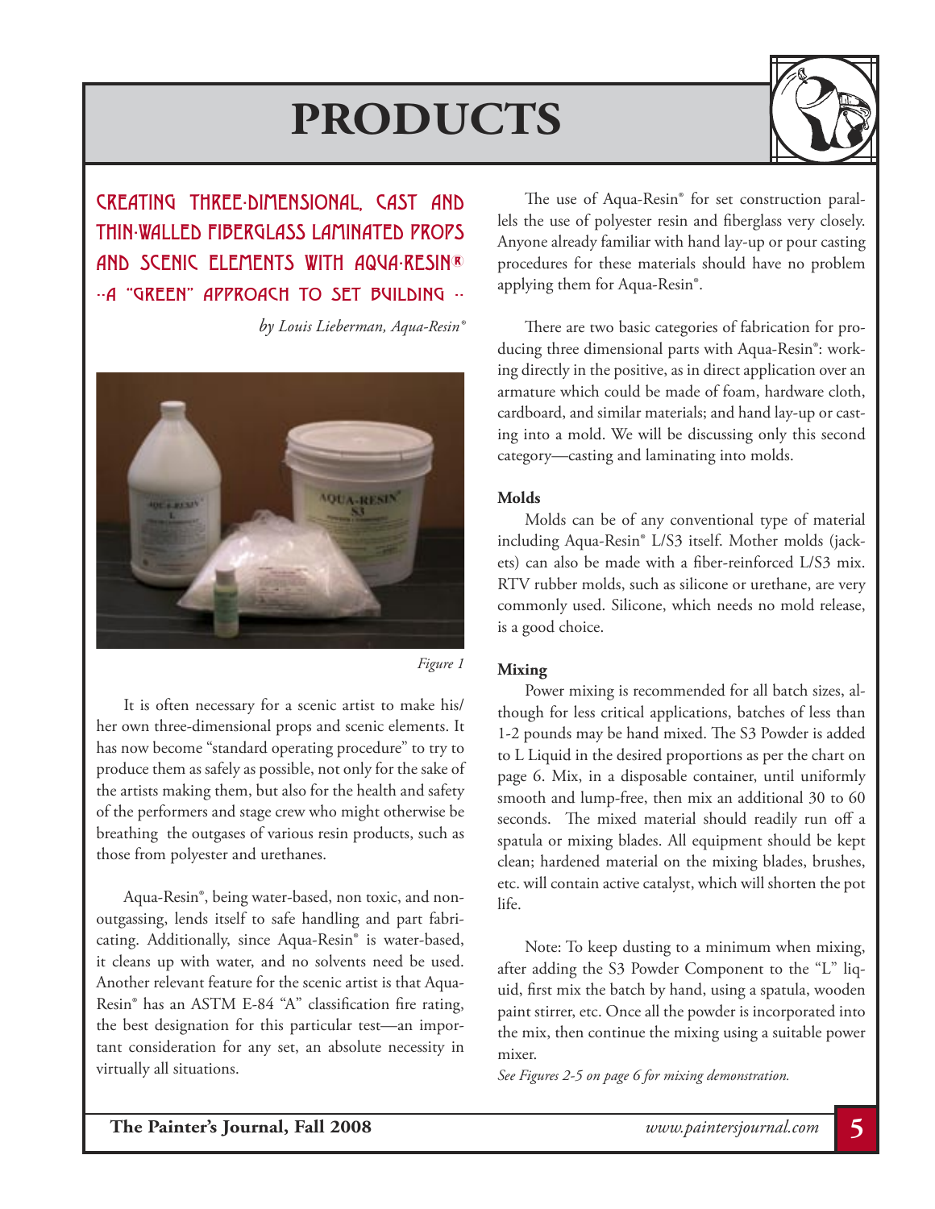# PRODUCTS

## Creating Three-Dimensional, Cast and Thin-Walled Fiberglass Laminated Props and Scenic Elements with Aqua-Resin® --A "Green" Approach to Set Building --

*by Louis Lieberman, Aqua-Resin®*

*Figure 1*

It is often necessary for a scenic artist to make his/her own three-dimensional props and scenic elements. It has now become "standard operating procedure" to try to produce them as safely as possible, not only for the sake of the artists making them, but also for the health and safety of the performers and stage crew who might otherwise be breathing the outgases of various resin products, such as those from polyester and urethanes.

Aqua-Resin®, being water-based, non toxic, and non-outgassing, lends itself to safe handling and part fabricating. Additionally, since Aqua-Resin® is water-based, it cleans up with water, and no solvents need be used. Another relevant feature for the scenic artist is that Aqua-Resin® has an ASTM E-84 "A" classification fire rating, the best designation for this particular test—an important consideration for any set, an absolute necessity in virtually all situations.

The use of Aqua-Resin® for set construction parallels the use of polyester resin and fiberglass very closely. Anyone already familiar with hand lay-up or pour casting procedures for these materials should have no problem applying them for Aqua-Resin®.

There are two basic categories of fabrication for producing three dimensional parts with Aqua-Resin®: working directly in the positive, as in direct application over an armature which could be made of foam, hardware cloth, cardboard, and similar materials; and hand lay-up or casting into a mold. We will be discussing only this second category—casting and laminating into molds.

### Molds

Molds can be of any conventional type of material including Aqua-Resin® L/S3 itself. Mother molds (jackets) can also be made with a fiber-reinforced L/S3 mix. RTV rubber molds, such as silicone or urethane, are very commonly used. Silicone, which needs no mold release, is a good choice.

### Mixing

Power mixing is recommended for all batch sizes, although for less critical applications, batches of less than 1-2 pounds may be hand mixed. The S3 Powder is added to L Liquid in the desired proportions as per the chart on page 6. Mix, in a disposable container, until uniformly smooth and lump-free, then mix an additional 30 to 60 seconds. The mixed material should readily run off a spatula or mixing blades. All equipment should be kept clean; hardened material on the mixing blades, brushes, etc. will contain active catalyst, which will shorten the pot life.

Note: To keep dusting to a minimum when mixing, after adding the S3 Powder Component to the "L" liquid, first mix the batch by hand, using a spatula, wooden paint stirrer, etc. Once all the powder is incorporated into the mix, then continue the mixing using a suitable power mixer.

*See Figures 2-5 on page 6 for mixing demonstration.*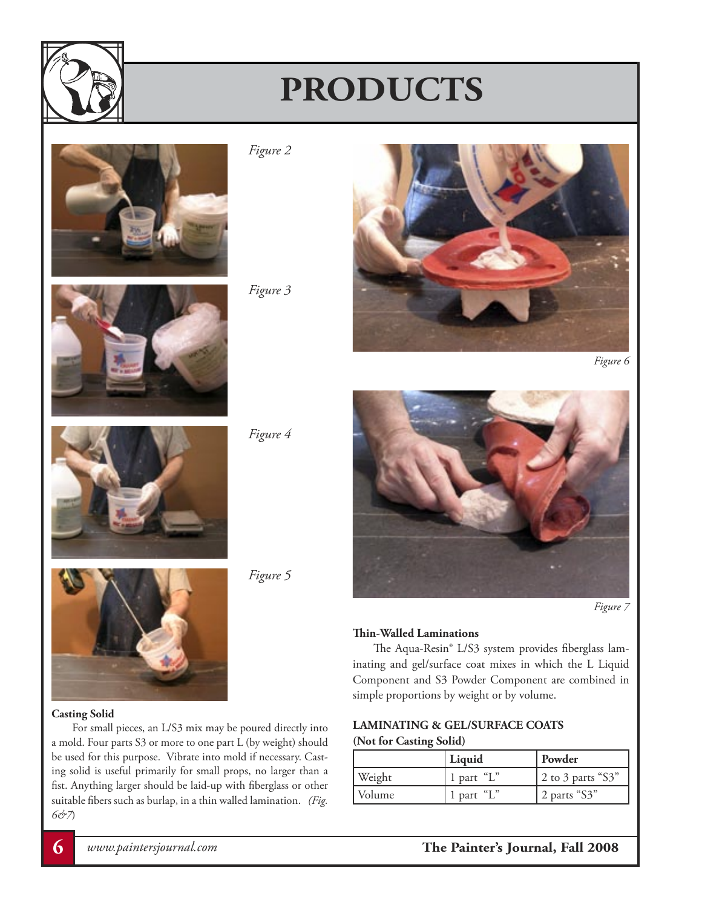# PRODUCTS

Figure 2

Figure 3

Figure 4

Figure 5

Figure 6

Figure 7

**Casting Solid**

For small pieces, an L/S3 mix may be poured directly into a mold. Four parts S3 or more to one part L (by weight) should be used for this purpose. Vibrate into mold if necessary. Casting solid is useful primarily for small props, no larger than a fist. Anything larger should be laid-up with fiberglass or other suitable fibers such as burlap, in a thin walled lamination. *(Fig. 6&7)*

**Thin-Walled Laminations**

The Aqua-Resin® L/S3 system provides fiberglass laminating and gel/surface coat mixes in which the L Liquid Component and S3 Powder Component are combined in simple proportions by weight or by volume.

**LAMINATING & GEL/SURFACE COATS**
**(Not for Casting Solid)**

| | Liquid | Powder |
|---|---|---|
| Weight | 1 part "L" | 2 to 3 parts "S3" |
| Volume | 1 part "L" | 2 parts "S3" |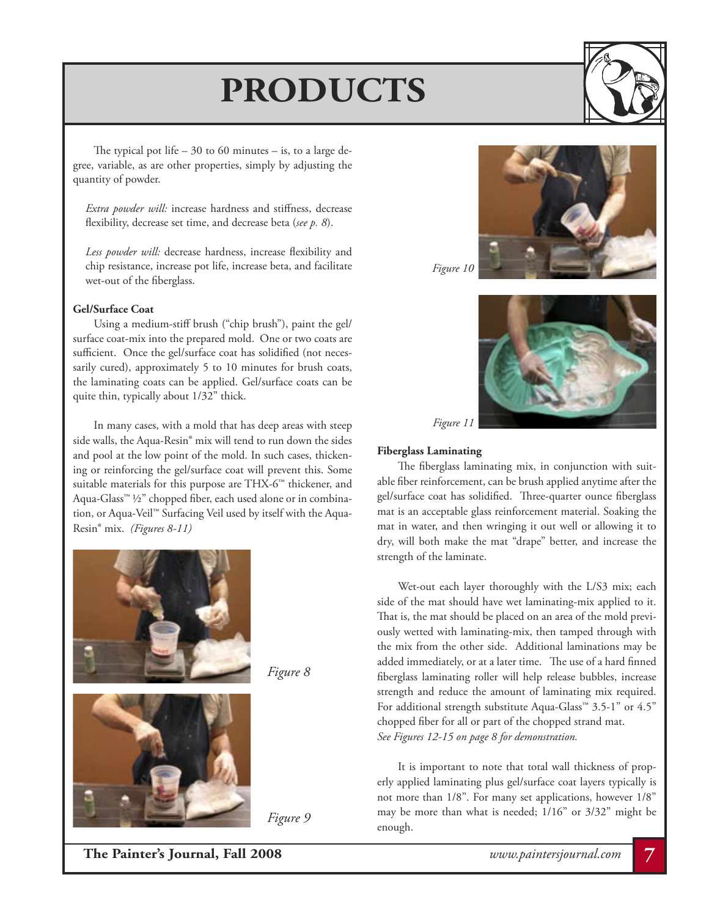# PRODUCTS

The typical pot life – 30 to 60 minutes – is, to a large degree, variable, as are other properties, simply by adjusting the quantity of powder.

*Extra powder will:* increase hardness and stiffness, decrease flexibility, decrease set time, and decrease beta (*see p. 8*).

*Less powder will:* decrease hardness, increase flexibility and chip resistance, increase pot life, increase beta, and facilitate wet-out of the fiberglass.

**Gel/Surface Coat**

Using a medium-stiff brush ("chip brush"), paint the gel/surface coat-mix into the prepared mold. One or two coats are sufficient. Once the gel/surface coat has solidified (not necessarily cured), approximately 5 to 10 minutes for brush coats, the laminating coats can be applied. Gel/surface coats can be quite thin, typically about 1/32" thick.

In many cases, with a mold that has deep areas with steep side walls, the Aqua-Resin® mix will tend to run down the sides and pool at the low point of the mold. In such cases, thickening or reinforcing the gel/surface coat will prevent this. Some suitable materials for this purpose are THX-6™ thickener, and Aqua-Glass™ ½" chopped fiber, each used alone or in combination, or Aqua-Veil™ Surfacing Veil used by itself with the Aqua-Resin® mix. *(Figures 8-11)*

*Figure 8*

*Figure 9*

*Figure 10*

*Figure 11*

**Fiberglass Laminating**

The fiberglass laminating mix, in conjunction with suitable fiber reinforcement, can be brush applied anytime after the gel/surface coat has solidified. Three-quarter ounce fiberglass mat is an acceptable glass reinforcement material. Soaking the mat in water, and then wringing it out well or allowing it to dry, will both make the mat "drape" better, and increase the strength of the laminate.

Wet-out each layer thoroughly with the L/S3 mix; each side of the mat should have wet laminating-mix applied to it. That is, the mat should be placed on an area of the mold previously wetted with laminating-mix, then tamped through with the mix from the other side. Additional laminations may be added immediately, or at a later time. The use of a hard finned fiberglass laminating roller will help release bubbles, increase strength and reduce the amount of laminating mix required. For additional strength substitute Aqua-Glass™ 3.5-1" or 4.5" chopped fiber for all or part of the chopped strand mat.
*See Figures 12-15 on page 8 for demonstration.*

It is important to note that total wall thickness of properly applied laminating plus gel/surface coat layers typically is not more than 1/8". For many set applications, however 1/8" may be more than what is needed; 1/16" or 3/32" might be enough.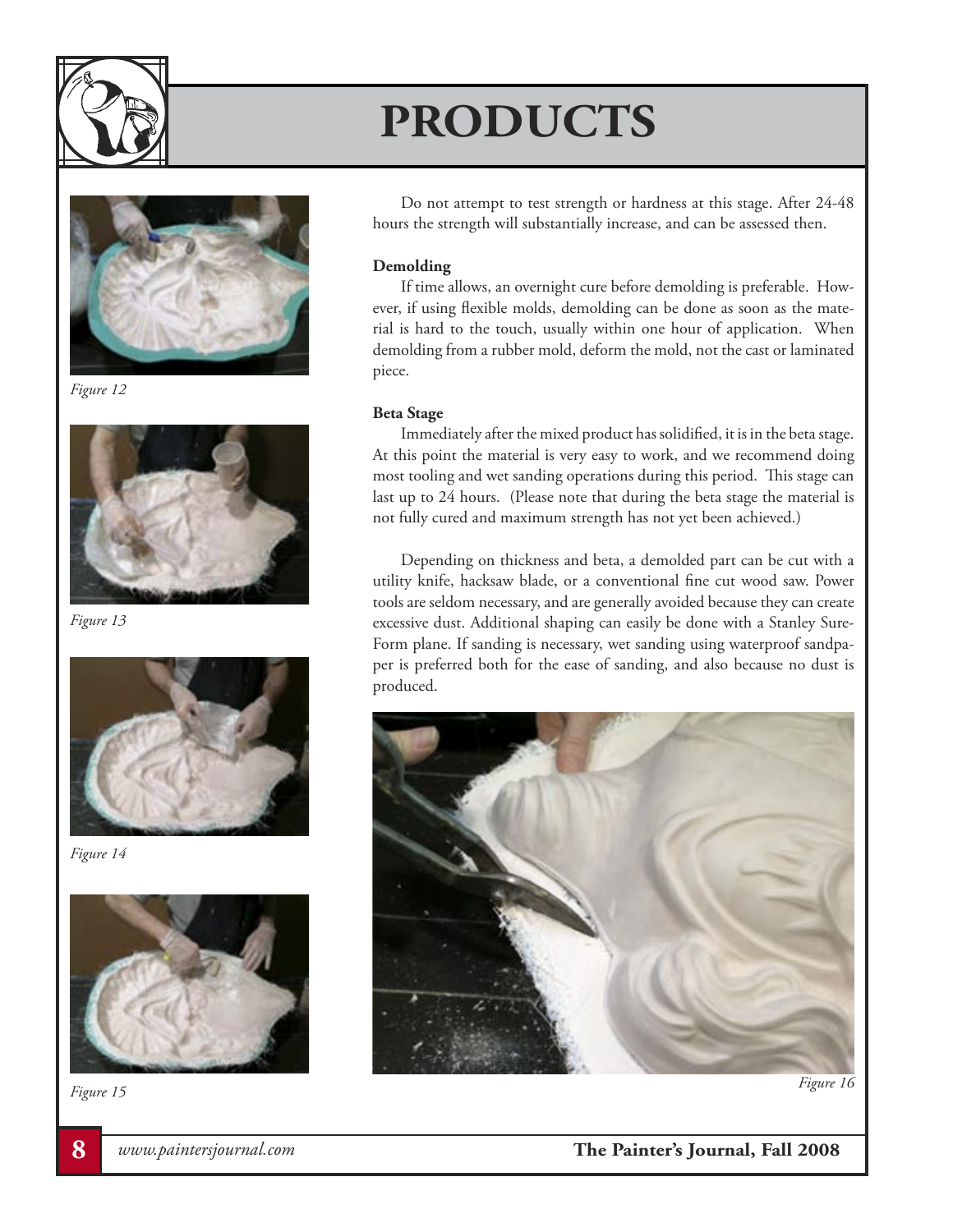# PRODUCTS

Figure 12

Figure 13

Figure 14

Figure 15

Do not attempt to test strength or hardness at this stage. After 24-48 hours the strength will substantially increase, and can be assessed then.

**Demolding**

If time allows, an overnight cure before demolding is preferable. However, if using flexible molds, demolding can be done as soon as the material is hard to the touch, usually within one hour of application. When demolding from a rubber mold, deform the mold, not the cast or laminated piece.

**Beta Stage**

Immediately after the mixed product has solidified, it is in the beta stage. At this point the material is very easy to work, and we recommend doing most tooling and wet sanding operations during this period. This stage can last up to 24 hours. (Please note that during the beta stage the material is not fully cured and maximum strength has not yet been achieved.)

Depending on thickness and beta, a demolded part can be cut with a utility knife, hacksaw blade, or a conventional fine cut wood saw. Power tools are seldom necessary, and are generally avoided because they can create excessive dust. Additional shaping can easily be done with a Stanley Sure-Form plane. If sanding is necessary, wet sanding using waterproof sandpaper is preferred both for the ease of sanding, and also because no dust is produced.

Figure 16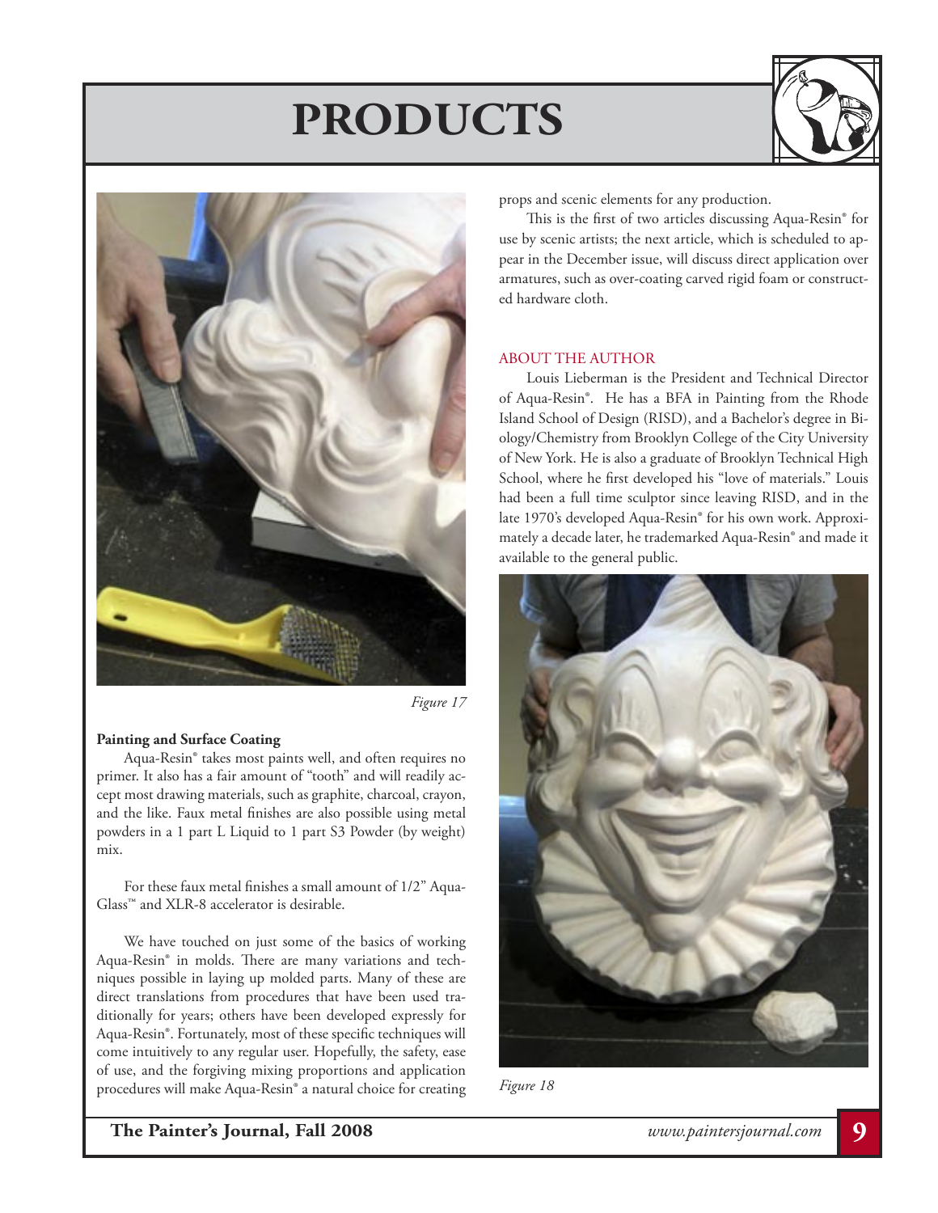# PRODUCTS

*Figure 17*

**Painting and Surface Coating**

Aqua-Resin® takes most paints well, and often requires no primer. It also has a fair amount of "tooth" and will readily accept most drawing materials, such as graphite, charcoal, crayon, and the like. Faux metal finishes are also possible using metal powders in a 1 part L Liquid to 1 part S3 Powder (by weight) mix.

For these faux metal finishes a small amount of 1/2" Aqua-Glass™ and XLR-8 accelerator is desirable.

We have touched on just some of the basics of working Aqua-Resin® in molds. There are many variations and techniques possible in laying up molded parts. Many of these are direct translations from procedures that have been used traditionally for years; others have been developed expressly for Aqua-Resin®. Fortunately, most of these specific techniques will come intuitively to any regular user. Hopefully, the safety, ease of use, and the forgiving mixing proportions and application procedures will make Aqua-Resin® a natural choice for creating props and scenic elements for any production.

This is the first of two articles discussing Aqua-Resin® for use by scenic artists; the next article, which is scheduled to appear in the December issue, will discuss direct application over armatures, such as over-coating carved rigid foam or constructed hardware cloth.

## ABOUT THE AUTHOR

Louis Lieberman is the President and Technical Director of Aqua-Resin®. He has a BFA in Painting from the Rhode Island School of Design (RISD), and a Bachelor's degree in Biology/Chemistry from Brooklyn College of the City University of New York. He is also a graduate of Brooklyn Technical High School, where he first developed his "love of materials." Louis had been a full time sculptor since leaving RISD, and in the late 1970's developed Aqua-Resin® for his own work. Approximately a decade later, he trademarked Aqua-Resin® and made it available to the general public.

*Figure 18*